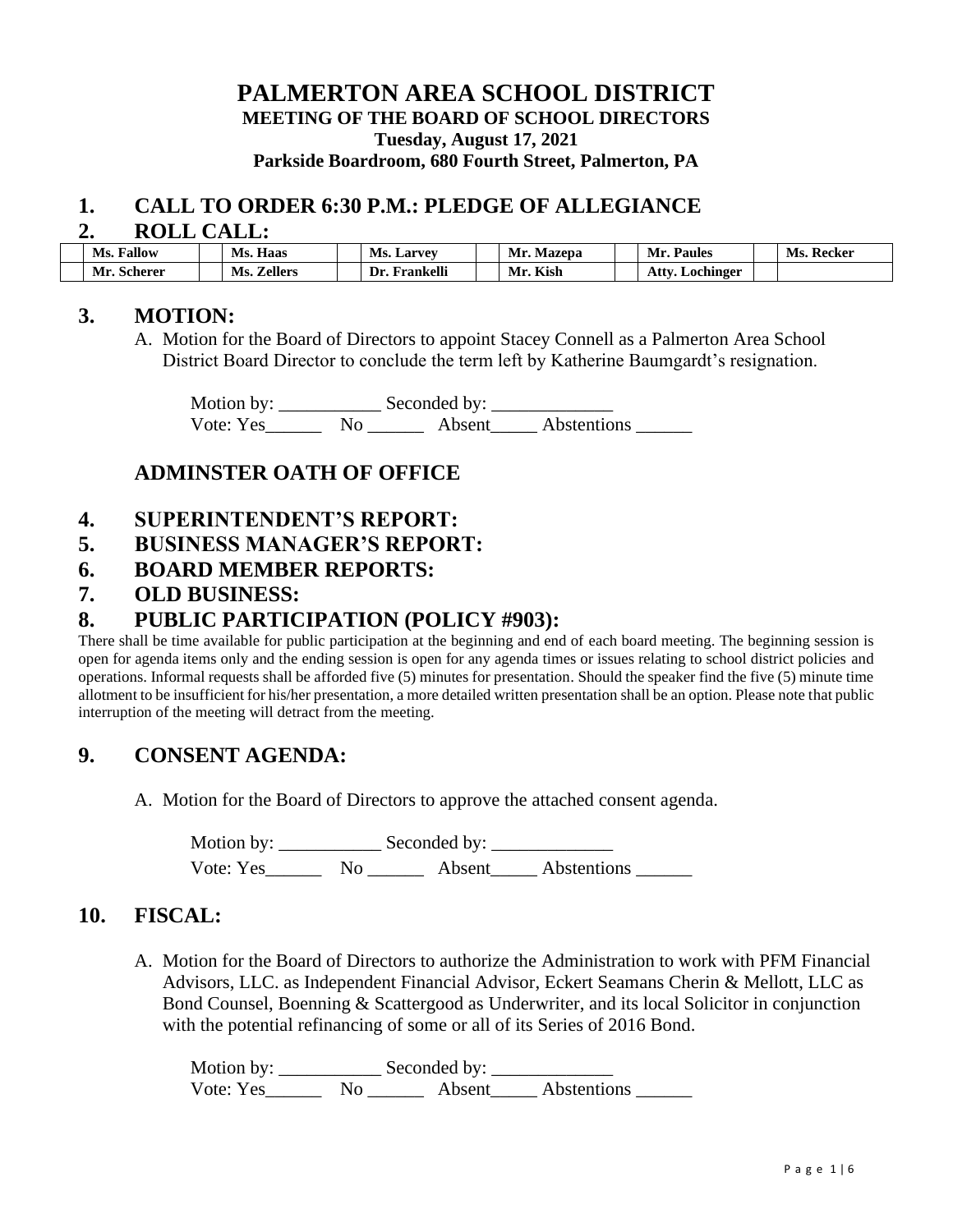# PALMERTON AREA SCHOOL DISTRICT

**MEETING OF THE BOARD OF SCHOOL DIRECTORS**

**Tuesday, August 17, 2021**

**Parkside Boardroom, 680 Fourth Street, Palmerton, PA**

## 1. CALL TO ORDER 6:30 P.M.: PLEDGE OF ALLEGIANCE

## 2. ROLL CALL:

| | Ms. Fallow | | Ms. Haas | | Ms. Larvey | | Mr. Mazepa | | Mr. Paules | | Ms. Recker |
|---|---|---|---|---|---|---|---|---|---|---|---|
| | Mr. Scherer | | Ms. Zellers | | Dr. Frankelli | | Mr. Kish | | Atty. Lochinger | | |

## 3. MOTION:

A. Motion for the Board of Directors to appoint Stacey Connell as a Palmerton Area School District Board Director to conclude the term left by Katherine Baumgardt's resignation.

Motion by: ___________ Seconded by: _____________
Vote: Yes______ No ______ Absent_____ Abstentions ______

## ADMINSTER OATH OF OFFICE

## 4. SUPERINTENDENT'S REPORT:

## 5. BUSINESS MANAGER'S REPORT:

## 6. BOARD MEMBER REPORTS:

## 7. OLD BUSINESS:

## 8. PUBLIC PARTICIPATION (POLICY #903):

There shall be time available for public participation at the beginning and end of each board meeting. The beginning session is open for agenda items only and the ending session is open for any agenda times or issues relating to school district policies and operations. Informal requests shall be afforded five (5) minutes for presentation. Should the speaker find the five (5) minute time allotment to be insufficient for his/her presentation, a more detailed written presentation shall be an option. Please note that public interruption of the meeting will detract from the meeting.

## 9. CONSENT AGENDA:

A. Motion for the Board of Directors to approve the attached consent agenda.

Motion by: ___________ Seconded by: _____________
Vote: Yes______ No ______ Absent_____ Abstentions ______

## 10. FISCAL:

A. Motion for the Board of Directors to authorize the Administration to work with PFM Financial Advisors, LLC. as Independent Financial Advisor, Eckert Seamans Cherin & Mellott, LLC as Bond Counsel, Boenning & Scattergood as Underwriter, and its local Solicitor in conjunction with the potential refinancing of some or all of its Series of 2016 Bond.

Motion by: ___________ Seconded by: _____________
Vote: Yes______ No ______ Absent_____ Abstentions ______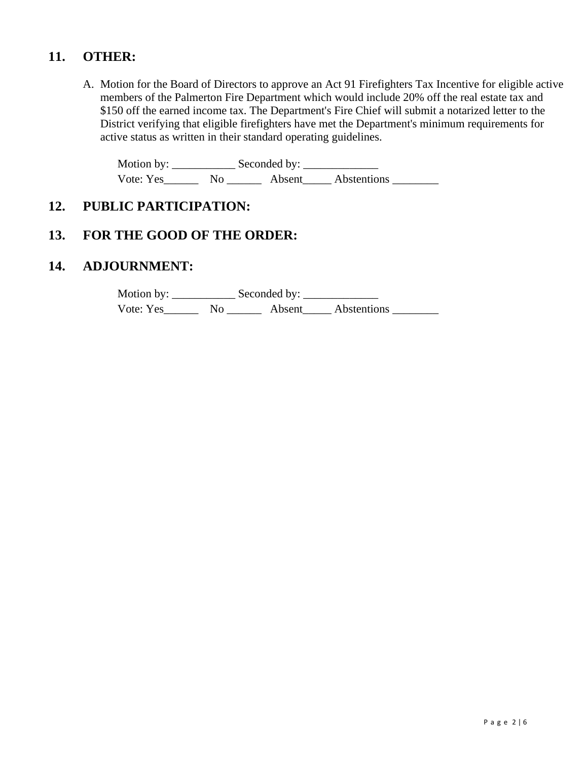## 11. OTHER:

A. Motion for the Board of Directors to approve an Act 91 Firefighters Tax Incentive for eligible active members of the Palmerton Fire Department which would include 20% off the real estate tax and $150 off the earned income tax. The Department's Fire Chief will submit a notarized letter to the District verifying that eligible firefighters have met the Department's minimum requirements for active status as written in their standard operating guidelines.

   Motion by: ___________ Seconded by: _____________
   Vote: Yes______ No ______ Absent_____ Abstentions ________

## 12. PUBLIC PARTICIPATION:

## 13. FOR THE GOOD OF THE ORDER:

## 14. ADJOURNMENT:

Motion by: ___________ Seconded by: _____________
Vote: Yes______ No ______ Absent_____ Abstentions ________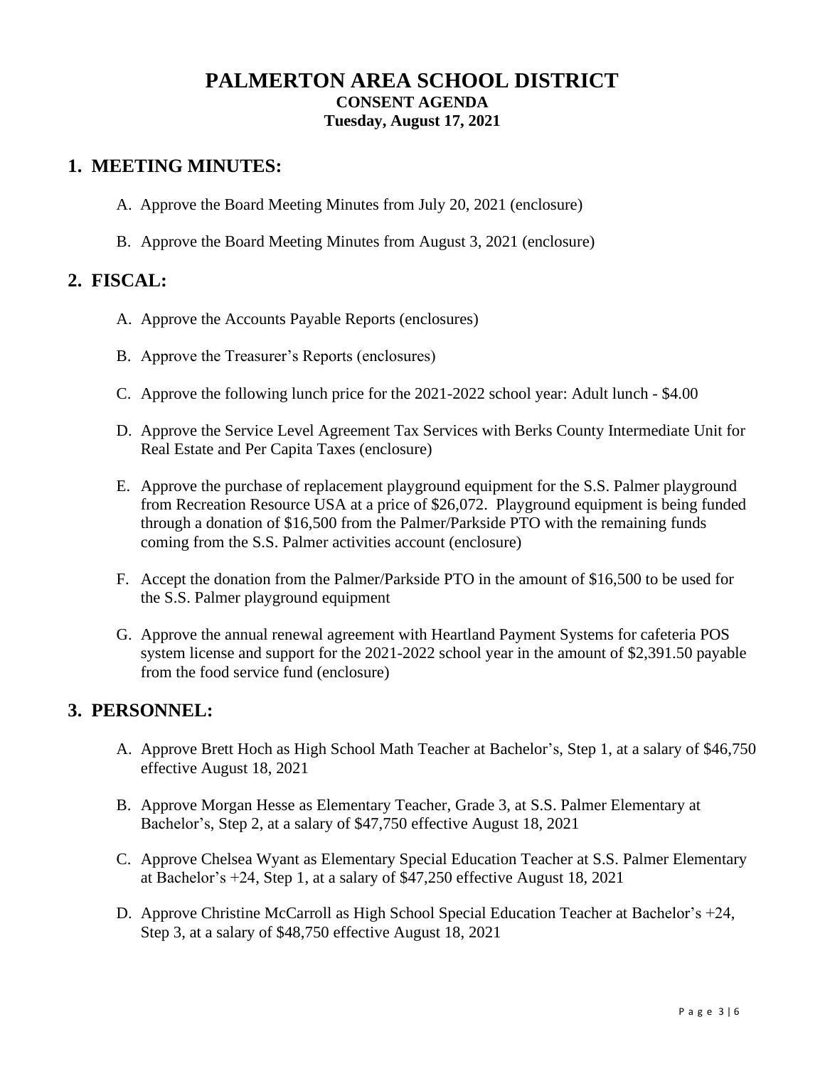# PALMERTON AREA SCHOOL DISTRICT

**CONSENT AGENDA**

**Tuesday, August 17, 2021**

## 1. MEETING MINUTES:

A. Approve the Board Meeting Minutes from July 20, 2021 (enclosure)

B. Approve the Board Meeting Minutes from August 3, 2021 (enclosure)

## 2. FISCAL:

A. Approve the Accounts Payable Reports (enclosures)

B. Approve the Treasurer's Reports (enclosures)

C. Approve the following lunch price for the 2021-2022 school year: Adult lunch - $4.00

D. Approve the Service Level Agreement Tax Services with Berks County Intermediate Unit for Real Estate and Per Capita Taxes (enclosure)

E. Approve the purchase of replacement playground equipment for the S.S. Palmer playground from Recreation Resource USA at a price of $26,072. Playground equipment is being funded through a donation of $16,500 from the Palmer/Parkside PTO with the remaining funds coming from the S.S. Palmer activities account (enclosure)

F. Accept the donation from the Palmer/Parkside PTO in the amount of $16,500 to be used for the S.S. Palmer playground equipment

G. Approve the annual renewal agreement with Heartland Payment Systems for cafeteria POS system license and support for the 2021-2022 school year in the amount of $2,391.50 payable from the food service fund (enclosure)

## 3. PERSONNEL:

A. Approve Brett Hoch as High School Math Teacher at Bachelor's, Step 1, at a salary of $46,750 effective August 18, 2021

B. Approve Morgan Hesse as Elementary Teacher, Grade 3, at S.S. Palmer Elementary at Bachelor's, Step 2, at a salary of $47,750 effective August 18, 2021

C. Approve Chelsea Wyant as Elementary Special Education Teacher at S.S. Palmer Elementary at Bachelor's +24, Step 1, at a salary of $47,250 effective August 18, 2021

D. Approve Christine McCarroll as High School Special Education Teacher at Bachelor's +24, Step 3, at a salary of $48,750 effective August 18, 2021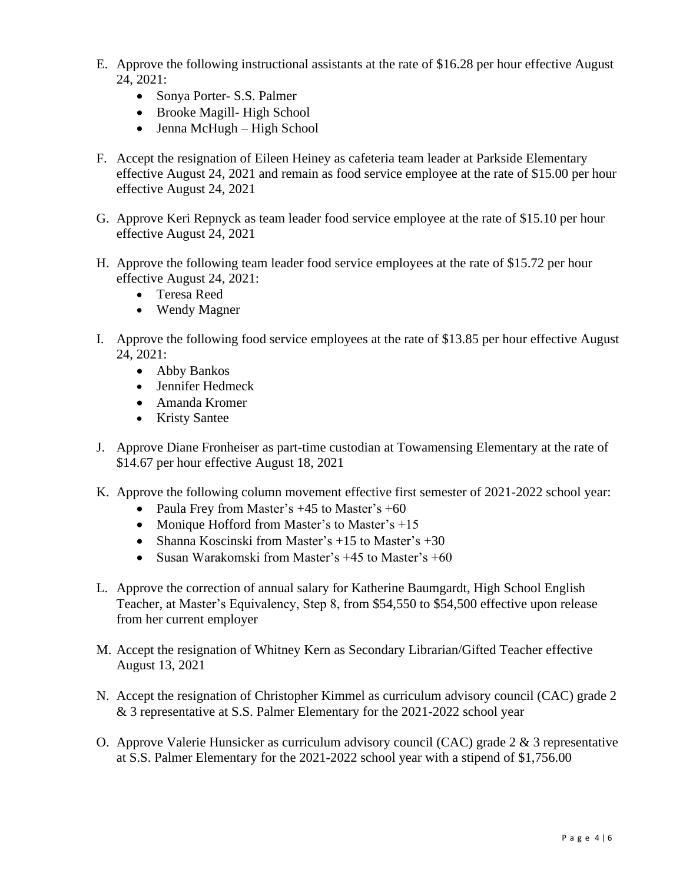E. Approve the following instructional assistants at the rate of $16.28 per hour effective August 24, 2021:
    - Sonya Porter- S.S. Palmer
    - Brooke Magill- High School
    - Jenna McHugh – High School

F. Accept the resignation of Eileen Heiney as cafeteria team leader at Parkside Elementary effective August 24, 2021 and remain as food service employee at the rate of $15.00 per hour effective August 24, 2021

G. Approve Keri Repnyck as team leader food service employee at the rate of $15.10 per hour effective August 24, 2021

H. Approve the following team leader food service employees at the rate of $15.72 per hour effective August 24, 2021:
    - Teresa Reed
    - Wendy Magner

I. Approve the following food service employees at the rate of $13.85 per hour effective August 24, 2021:
    - Abby Bankos
    - Jennifer Hedmeck
    - Amanda Kromer
    - Kristy Santee

J. Approve Diane Fronheiser as part-time custodian at Towamensing Elementary at the rate of $14.67 per hour effective August 18, 2021

K. Approve the following column movement effective first semester of 2021-2022 school year:
    - Paula Frey from Master's +45 to Master's +60
    - Monique Hofford from Master's to Master's +15
    - Shanna Koscinski from Master's +15 to Master's +30
    - Susan Warakomski from Master's +45 to Master's +60

L. Approve the correction of annual salary for Katherine Baumgardt, High School English Teacher, at Master's Equivalency, Step 8, from $54,550 to $54,500 effective upon release from her current employer

M. Accept the resignation of Whitney Kern as Secondary Librarian/Gifted Teacher effective August 13, 2021

N. Accept the resignation of Christopher Kimmel as curriculum advisory council (CAC) grade 2 & 3 representative at S.S. Palmer Elementary for the 2021-2022 school year

O. Approve Valerie Hunsicker as curriculum advisory council (CAC) grade 2 & 3 representative at S.S. Palmer Elementary for the 2021-2022 school year with a stipend of $1,756.00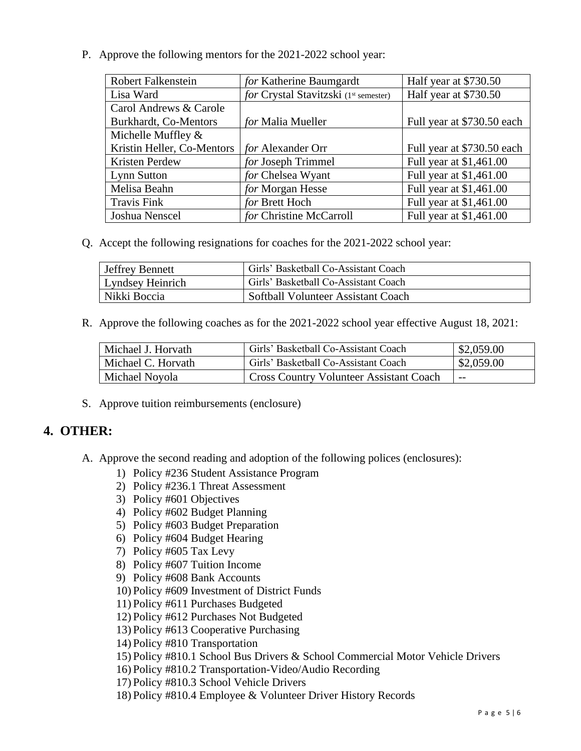P. Approve the following mentors for the 2021-2022 school year:

| | | |
|---|---|---|
| Robert Falkenstein | *for* Katherine Baumgardt | Half year at $730.50 |
| Lisa Ward | *for* Crystal Stavitzski (1st semester) | Half year at $730.50 |
| Carol Andrews & Carole Burkhardt, Co-Mentors | *for* Malia Mueller | Full year at $730.50 each |
| Michelle Muffley & Kristin Heller, Co-Mentors | *for* Alexander Orr | Full year at $730.50 each |
| Kristen Perdew | *for* Joseph Trimmel | Full year at $1,461.00 |
| Lynn Sutton | *for* Chelsea Wyant | Full year at $1,461.00 |
| Melisa Beahn | *for* Morgan Hesse | Full year at $1,461.00 |
| Travis Fink | *for* Brett Hoch | Full year at $1,461.00 |
| Joshua Nenscel | *for* Christine McCarroll | Full year at $1,461.00 |

Q. Accept the following resignations for coaches for the 2021-2022 school year:

| | |
|---|---|
| Jeffrey Bennett | Girls' Basketball Co-Assistant Coach |
| Lyndsey Heinrich | Girls' Basketball Co-Assistant Coach |
| Nikki Boccia | Softball Volunteer Assistant Coach |

R. Approve the following coaches as for the 2021-2022 school year effective August 18, 2021:

| | | |
|---|---|---|
| Michael J. Horvath | Girls' Basketball Co-Assistant Coach | $2,059.00 |
| Michael C. Horvath | Girls' Basketball Co-Assistant Coach | $2,059.00 |
| Michael Noyola | Cross Country Volunteer Assistant Coach | -- |

S. Approve tuition reimbursements (enclosure)

## 4. OTHER:

A. Approve the second reading and adoption of the following polices (enclosures):
   1) Policy #236 Student Assistance Program
   2) Policy #236.1 Threat Assessment
   3) Policy #601 Objectives
   4) Policy #602 Budget Planning
   5) Policy #603 Budget Preparation
   6) Policy #604 Budget Hearing
   7) Policy #605 Tax Levy
   8) Policy #607 Tuition Income
   9) Policy #608 Bank Accounts
   10) Policy #609 Investment of District Funds
   11) Policy #611 Purchases Budgeted
   12) Policy #612 Purchases Not Budgeted
   13) Policy #613 Cooperative Purchasing
   14) Policy #810 Transportation
   15) Policy #810.1 School Bus Drivers & School Commercial Motor Vehicle Drivers
   16) Policy #810.2 Transportation-Video/Audio Recording
   17) Policy #810.3 School Vehicle Drivers
   18) Policy #810.4 Employee & Volunteer Driver History Records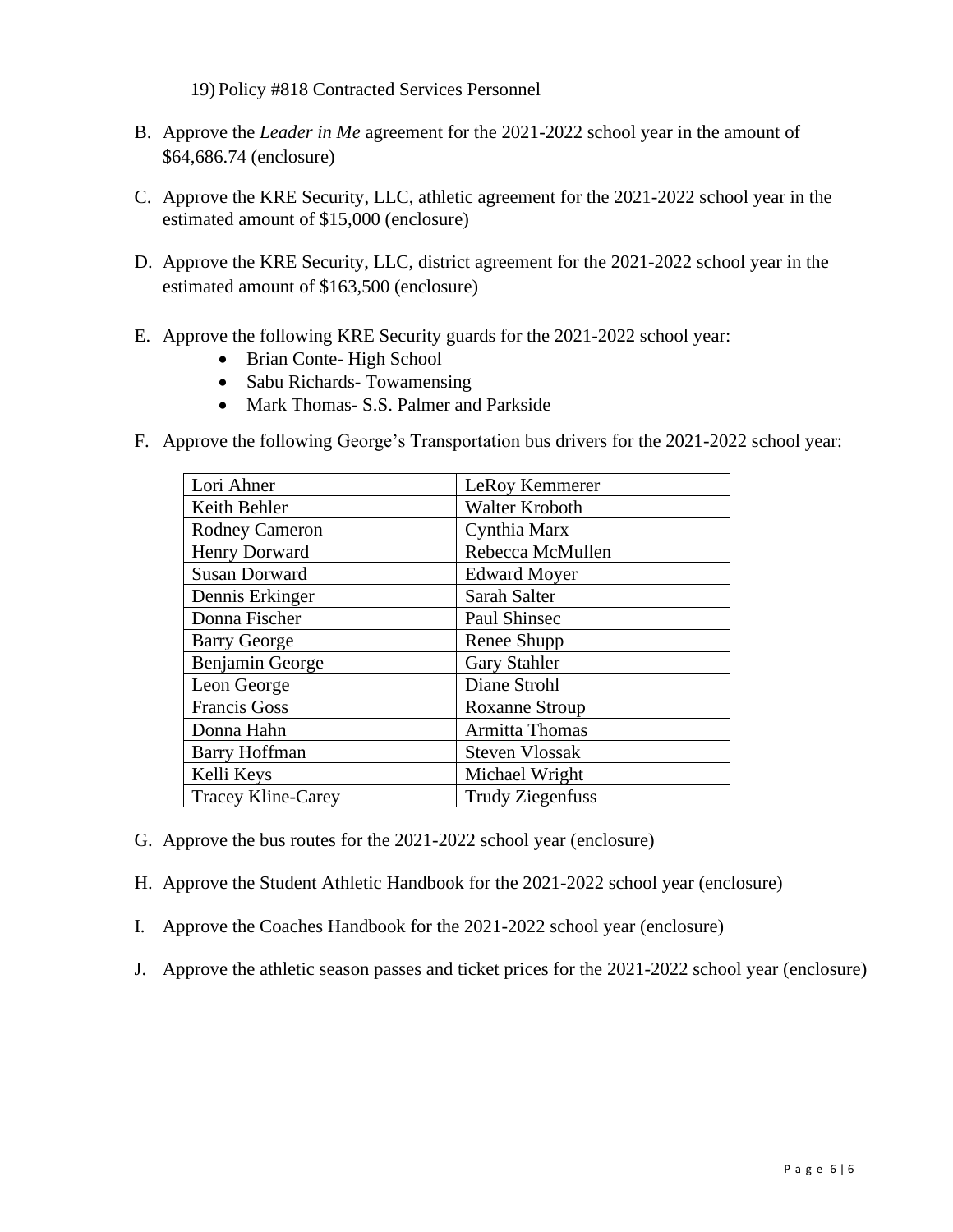19) Policy #818 Contracted Services Personnel

B. Approve the *Leader in Me* agreement for the 2021-2022 school year in the amount of $64,686.74 (enclosure)

C. Approve the KRE Security, LLC, athletic agreement for the 2021-2022 school year in the estimated amount of $15,000 (enclosure)

D. Approve the KRE Security, LLC, district agreement for the 2021-2022 school year in the estimated amount of $163,500 (enclosure)

E. Approve the following KRE Security guards for the 2021-2022 school year:
   - Brian Conte- High School
   - Sabu Richards- Towamensing
   - Mark Thomas- S.S. Palmer and Parkside

F. Approve the following George's Transportation bus drivers for the 2021-2022 school year:

| | |
|---|---|
| Lori Ahner | LeRoy Kemmerer |
| Keith Behler | Walter Kroboth |
| Rodney Cameron | Cynthia Marx |
| Henry Dorward | Rebecca McMullen |
| Susan Dorward | Edward Moyer |
| Dennis Erkinger | Sarah Salter |
| Donna Fischer | Paul Shinsec |
| Barry George | Renee Shupp |
| Benjamin George | Gary Stahler |
| Leon George | Diane Strohl |
| Francis Goss | Roxanne Stroup |
| Donna Hahn | Armitta Thomas |
| Barry Hoffman | Steven Vlossak |
| Kelli Keys | Michael Wright |
| Tracey Kline-Carey | Trudy Ziegenfuss |

G. Approve the bus routes for the 2021-2022 school year (enclosure)

H. Approve the Student Athletic Handbook for the 2021-2022 school year (enclosure)

I. Approve the Coaches Handbook for the 2021-2022 school year (enclosure)

J. Approve the athletic season passes and ticket prices for the 2021-2022 school year (enclosure)